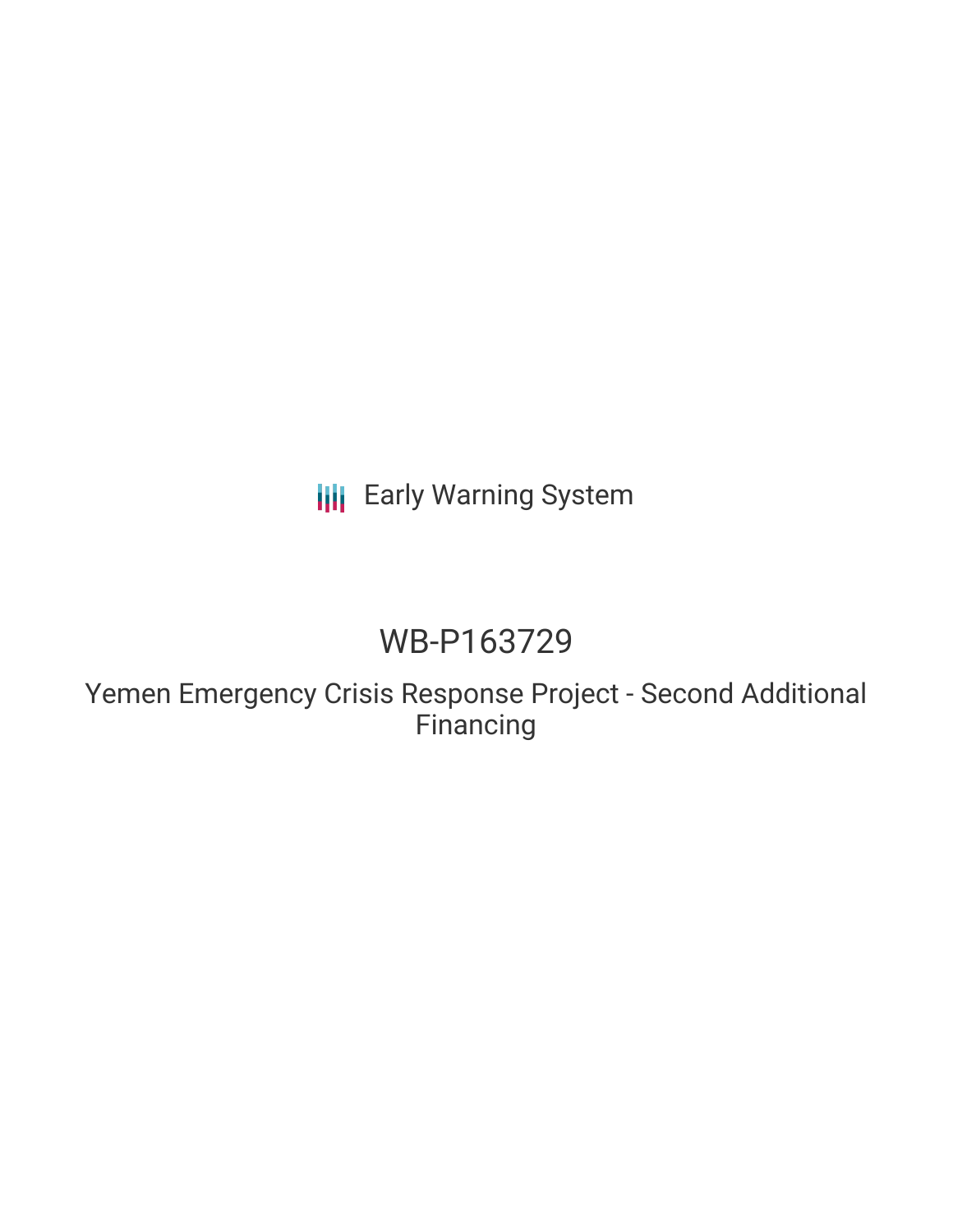Early Warning System

# WB-P163729

## Yemen Emergency Crisis Response Project - Second Additional Financing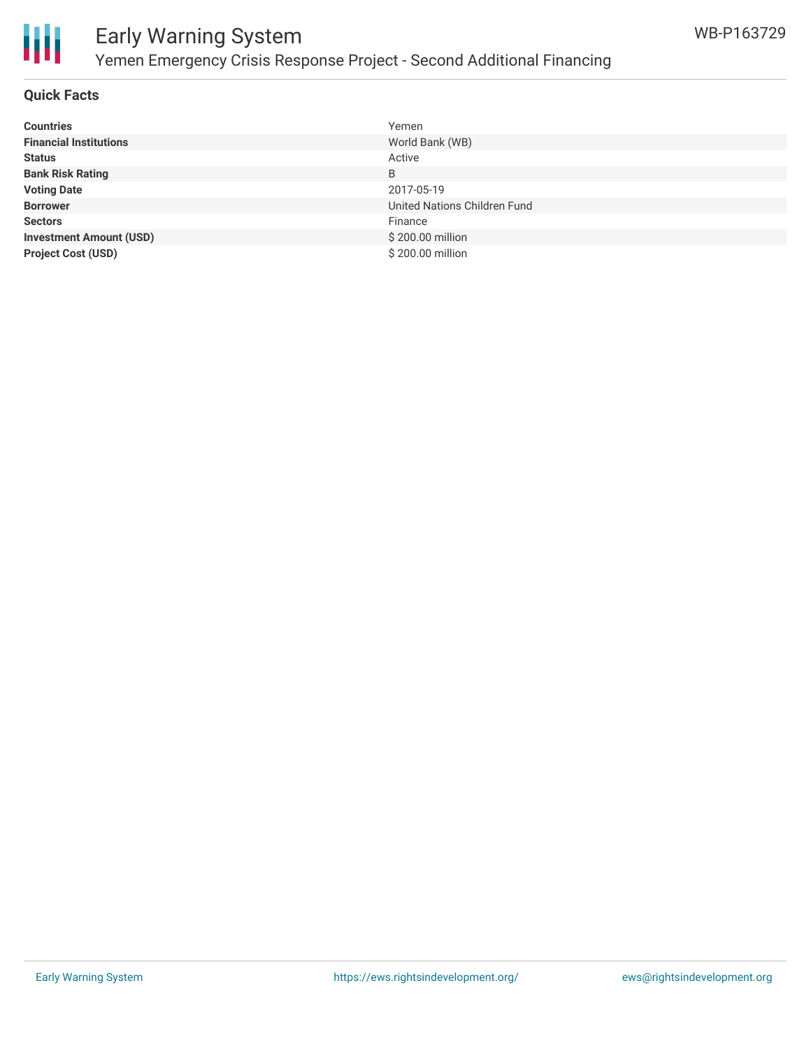# Early Warning System

## Yemen Emergency Crisis Response Project - Second Additional Financing

WB-P163729

### Quick Facts

| | |
|---|---|
| **Countries** | Yemen |
| **Financial Institutions** | World Bank (WB) |
| **Status** | Active |
| **Bank Risk Rating** | B |
| **Voting Date** | 2017-05-19 |
| **Borrower** | United Nations Children Fund |
| **Sectors** | Finance |
| **Investment Amount (USD)** | $ 200.00 million |
| **Project Cost (USD)** | $ 200.00 million |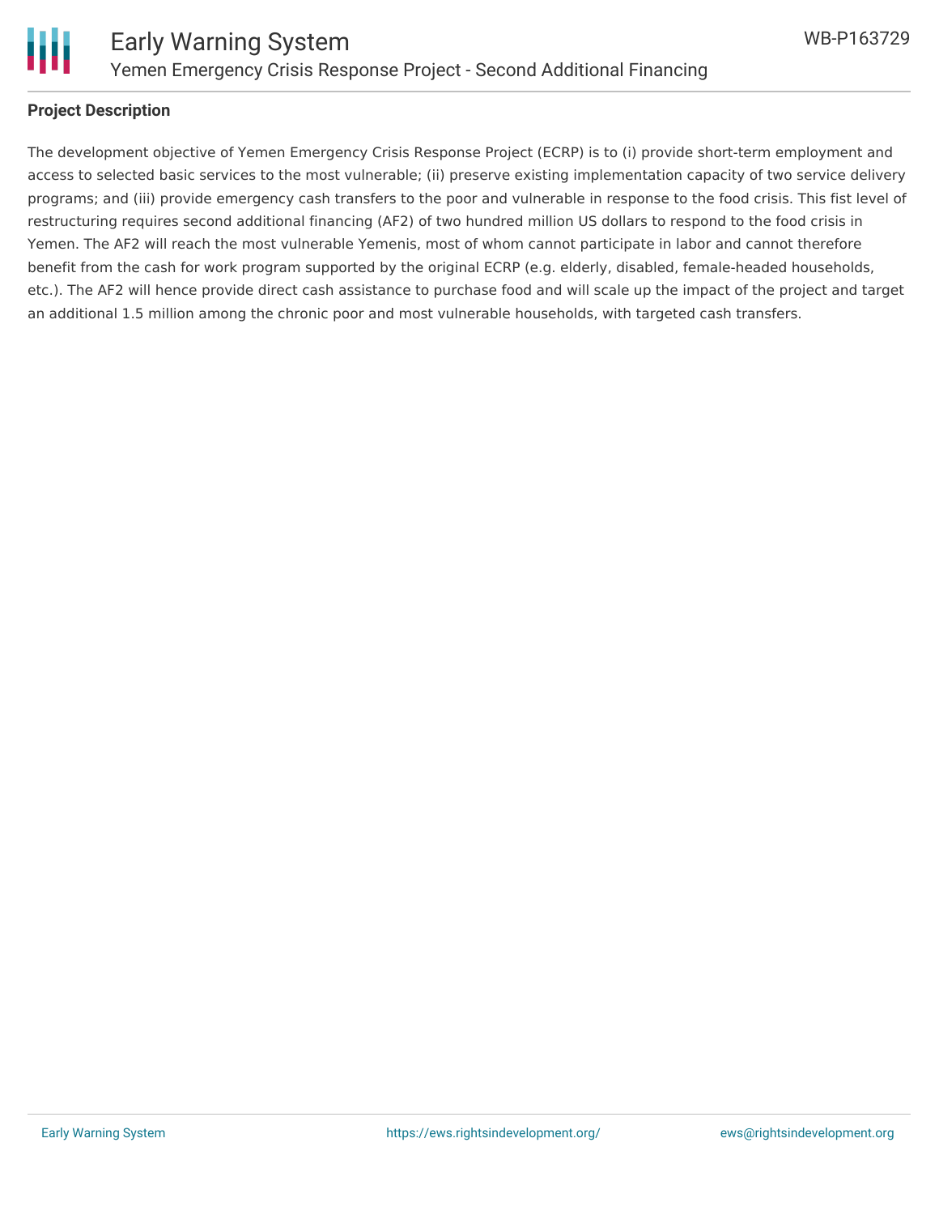## Project Description

The development objective of Yemen Emergency Crisis Response Project (ECRP) is to (i) provide short-term employment and access to selected basic services to the most vulnerable; (ii) preserve existing implementation capacity of two service delivery programs; and (iii) provide emergency cash transfers to the poor and vulnerable in response to the food crisis. This fist level of restructuring requires second additional financing (AF2) of two hundred million US dollars to respond to the food crisis in Yemen. The AF2 will reach the most vulnerable Yemenis, most of whom cannot participate in labor and cannot therefore benefit from the cash for work program supported by the original ECRP (e.g. elderly, disabled, female-headed households, etc.). The AF2 will hence provide direct cash assistance to purchase food and will scale up the impact of the project and target an additional 1.5 million among the chronic poor and most vulnerable households, with targeted cash transfers.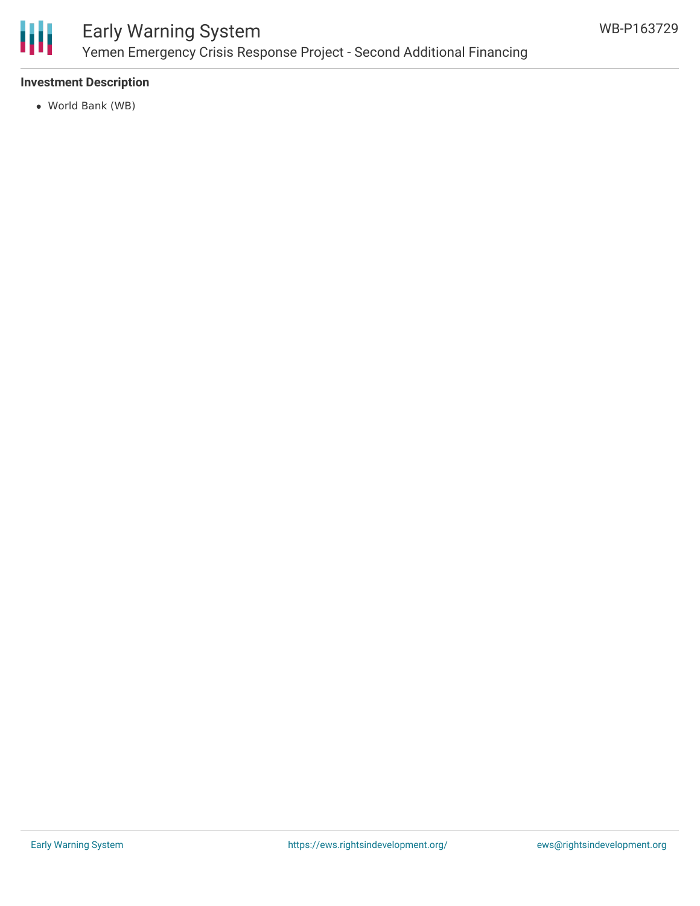### Investment Description

- World Bank (WB)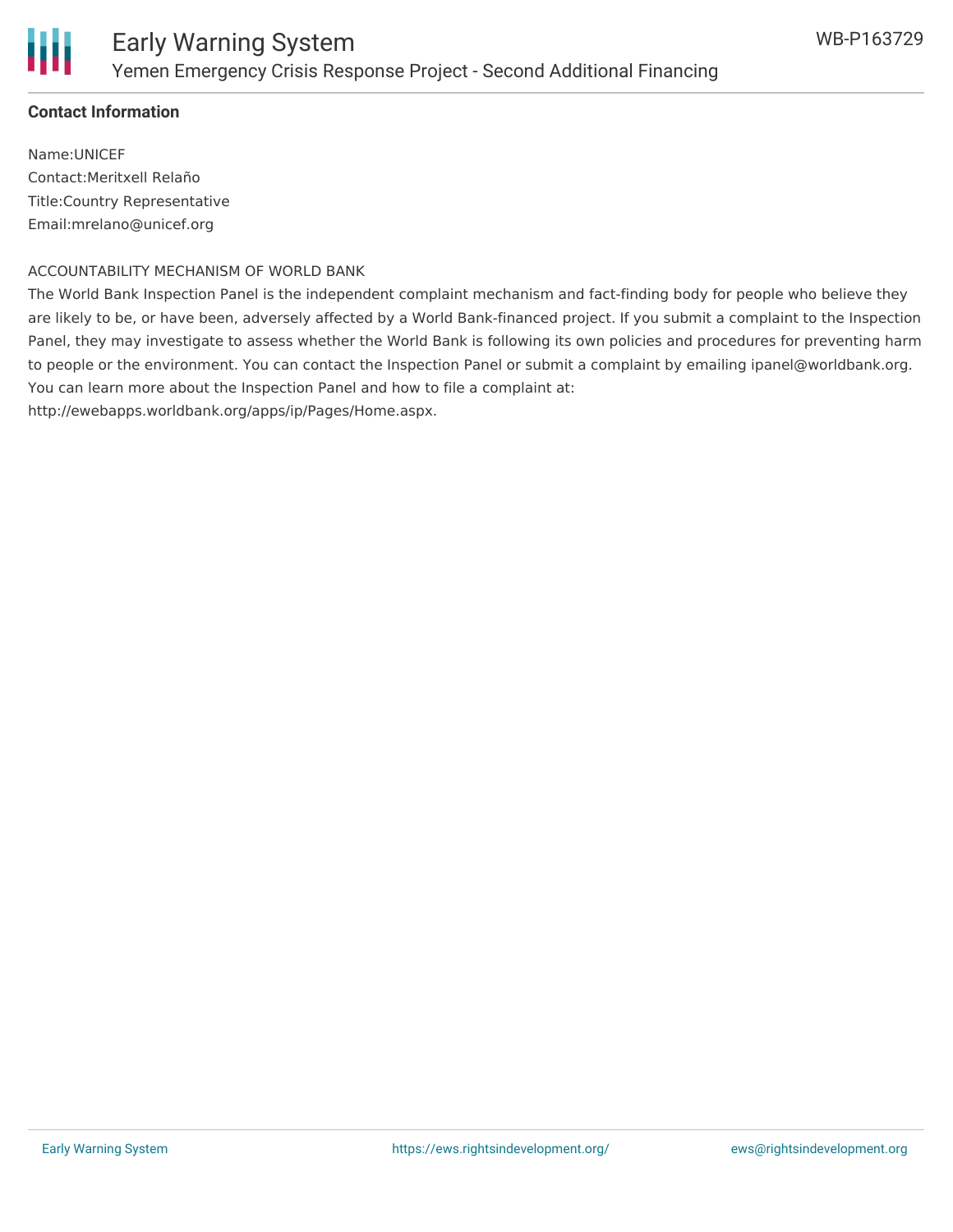**Contact Information**

Name:UNICEF
Contact:Meritxell Relaño
Title:Country Representative
Email:mrelano@unicef.org

ACCOUNTABILITY MECHANISM OF WORLD BANK

The World Bank Inspection Panel is the independent complaint mechanism and fact-finding body for people who believe they are likely to be, or have been, adversely affected by a World Bank-financed project. If you submit a complaint to the Inspection Panel, they may investigate to assess whether the World Bank is following its own policies and procedures for preventing harm to people or the environment. You can contact the Inspection Panel or submit a complaint by emailing ipanel@worldbank.org. You can learn more about the Inspection Panel and how to file a complaint at: http://ewebapps.worldbank.org/apps/ip/Pages/Home.aspx.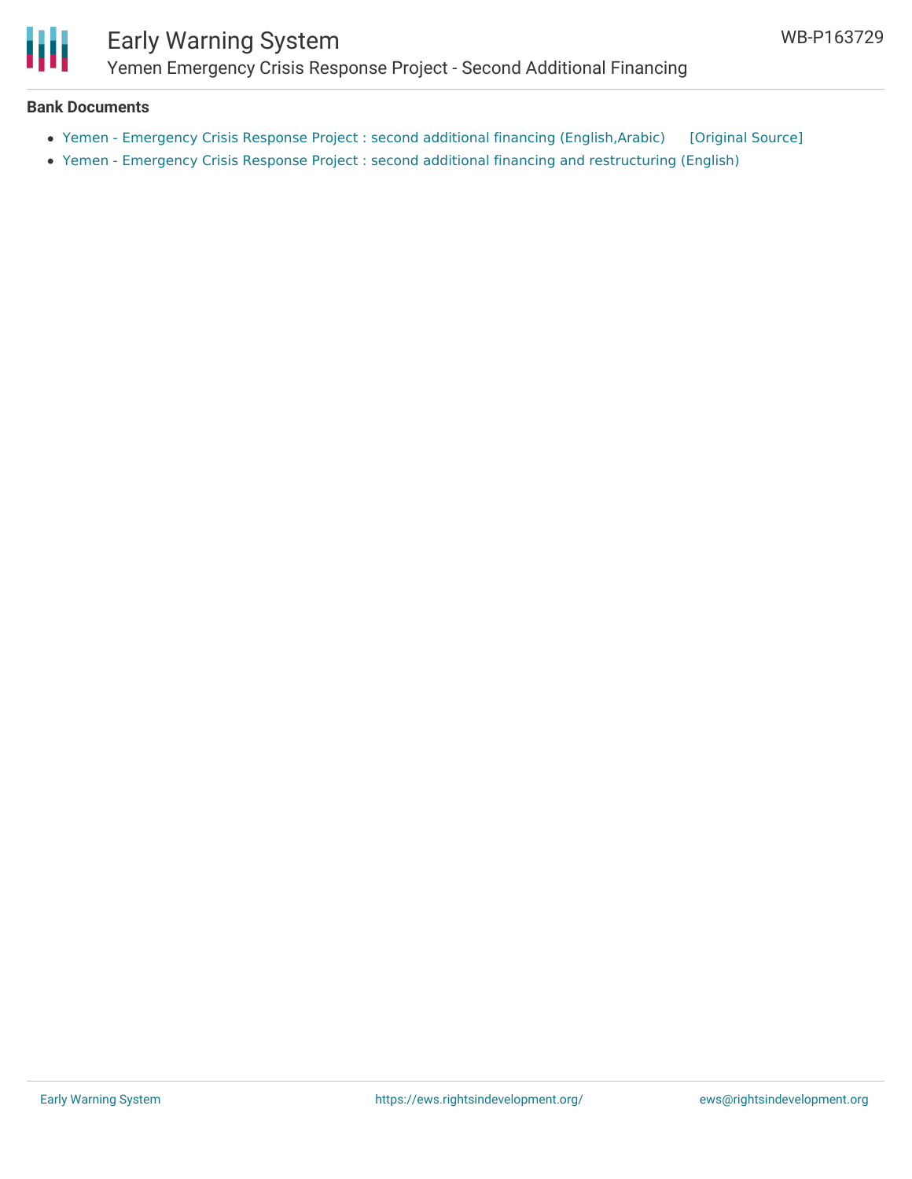### Bank Documents

- Yemen - Emergency Crisis Response Project : second additional financing (English,Arabic) [Original Source]
- Yemen - Emergency Crisis Response Project : second additional financing and restructuring (English)